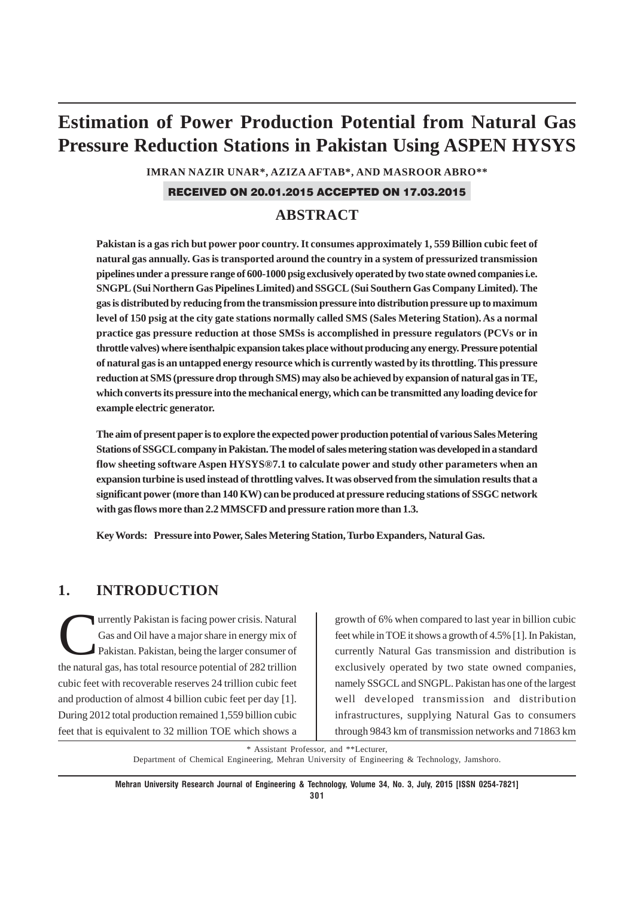# Estimation of Power Production Potential from Natural Gas Pressure Reduction Stations in Pakistan Using ASPEN HYSYS

**IMRAN NAZIR UNAR\*, AZIZA AFTAB\*, AND MASROOR ABRO\*\***

**RECEIVED ON 20.01.2015 ACCEPTED ON 17.03.2015**

## ABSTRACT

**Pakistan is a gas rich but power poor country. It consumes approximately 1, 559 Billion cubic feet of natural gas annually. Gas is transported around the country in a system of pressurized transmission pipelines under a pressure range of 600-1000 psig exclusively operated by two state owned companies i.e. SNGPL (Sui Northern Gas Pipelines Limited) and SSGCL (Sui Southern Gas Company Limited). The gas is distributed by reducing from the transmission pressure into distribution pressure up to maximum level of 150 psig at the city gate stations normally called SMS (Sales Metering Station). As a normal practice gas pressure reduction at those SMSs is accomplished in pressure regulators (PCVs or in throttle valves) where isenthalpic expansion takes place without producing any energy. Pressure potential of natural gas is an untapped energy resource which is currently wasted by its throttling. This pressure reduction at SMS (pressure drop through SMS) may also be achieved by expansion of natural gas in TE, which converts its pressure into the mechanical energy, which can be transmitted any loading device for example electric generator.**

**The aim of present paper is to explore the expected power production potential of various Sales Metering Stations of SSGCL company in Pakistan. The model of sales metering station was developed in a standard flow sheeting software Aspen HYSYS®7.1 to calculate power and study other parameters when an expansion turbine is used instead of throttling valves. It was observed from the simulation results that a significant power (more than 140 KW) can be produced at pressure reducing stations of SSGC network with gas flows more than 2.2 MMSCFD and pressure ration more than 1.3.**

**Key Words: Pressure into Power, Sales Metering Station, Turbo Expanders, Natural Gas.**

## 1. INTRODUCTION

Currently Pakistan is facing power crisis. Natural Gas and Oil have a major share in energy mix of Pakistan. Pakistan, being the larger consumer of the natural gas, has total resource potential of 282 trillion cubic feet with recoverable reserves 24 trillion cubic feet and production of almost 4 billion cubic feet per day [1]. During 2012 total production remained 1,559 billion cubic feet that is equivalent to 32 million TOE which shows a growth of 6% when compared to last year in billion cubic feet while in TOE it shows a growth of 4.5% [1]. In Pakistan, currently Natural Gas transmission and distribution is exclusively operated by two state owned companies, namely SSGCL and SNGPL. Pakistan has one of the largest well developed transmission and distribution infrastructures, supplying Natural Gas to consumers through 9843 km of transmission networks and 71863 km

\* Assistant Professor, and \*\*Lecturer,
Department of Chemical Engineering, Mehran University of Engineering & Technology, Jamshoro.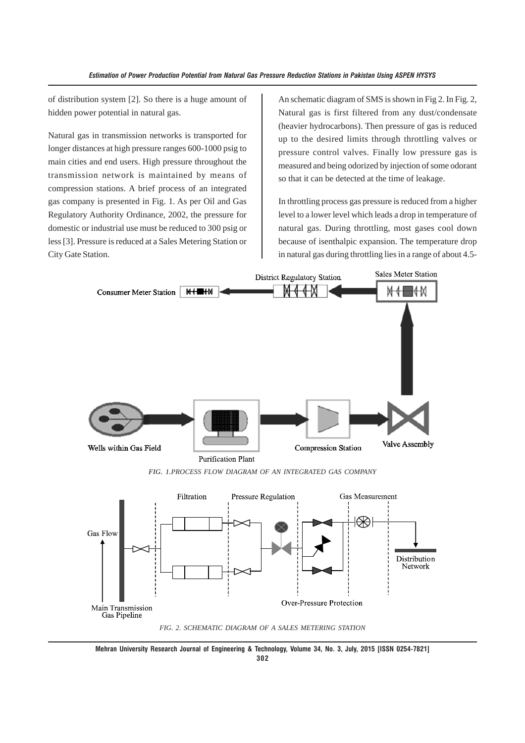of distribution system [2]. So there is a huge amount of hidden power potential in natural gas.

Natural gas in transmission networks is transported for longer distances at high pressure ranges 600-1000 psig to main cities and end users. High pressure throughout the transmission network is maintained by means of compression stations. A brief process of an integrated gas company is presented in Fig. 1. As per Oil and Gas Regulatory Authority Ordinance, 2002, the pressure for domestic or industrial use must be reduced to 300 psig or less [3]. Pressure is reduced at a Sales Metering Station or City Gate Station.

An schematic diagram of SMS is shown in Fig 2. In Fig. 2, Natural gas is first filtered from any dust/condensate (heavier hydrocarbons). Then pressure of gas is reduced up to the desired limits through throttling valves or pressure control valves. Finally low pressure gas is measured and being odorized by injection of some odorant so that it can be detected at the time of leakage.

In throttling process gas pressure is reduced from a higher level to a lower level which leads a drop in temperature of natural gas. During throttling, most gases cool down because of isenthalpic expansion. The temperature drop in natural gas during throttling lies in a range of about 4.5-

*FIG. 1.PROCESS FLOW DIAGRAM OF AN INTEGRATED GAS COMPANY*

*FIG. 2. SCHEMATIC DIAGRAM OF A SALES METERING STATION*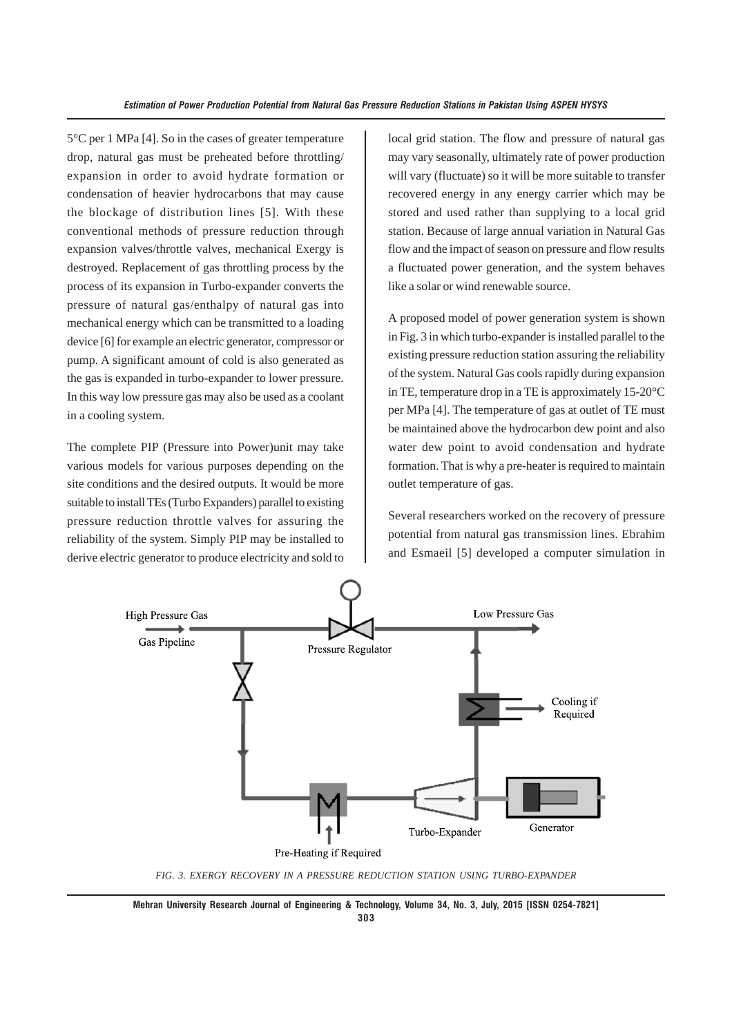5°C per 1 MPa [4]. So in the cases of greater temperature drop, natural gas must be preheated before throttling/ expansion in order to avoid hydrate formation or condensation of heavier hydrocarbons that may cause the blockage of distribution lines [5]. With these conventional methods of pressure reduction through expansion valves/throttle valves, mechanical Exergy is destroyed. Replacement of gas throttling process by the process of its expansion in Turbo-expander converts the pressure of natural gas/enthalpy of natural gas into mechanical energy which can be transmitted to a loading device [6] for example an electric generator, compressor or pump. A significant amount of cold is also generated as the gas is expanded in turbo-expander to lower pressure. In this way low pressure gas may also be used as a coolant in a cooling system.

The complete PIP (Pressure into Power)unit may take various models for various purposes depending on the site conditions and the desired outputs. It would be more suitable to install TEs (Turbo Expanders) parallel to existing pressure reduction throttle valves for assuring the reliability of the system. Simply PIP may be installed to derive electric generator to produce electricity and sold to local grid station. The flow and pressure of natural gas may vary seasonally, ultimately rate of power production will vary (fluctuate) so it will be more suitable to transfer recovered energy in any energy carrier which may be stored and used rather than supplying to a local grid station. Because of large annual variation in Natural Gas flow and the impact of season on pressure and flow results a fluctuated power generation, and the system behaves like a solar or wind renewable source.

A proposed model of power generation system is shown in Fig. 3 in which turbo-expander is installed parallel to the existing pressure reduction station assuring the reliability of the system. Natural Gas cools rapidly during expansion in TE, temperature drop in a TE is approximately 15-20°C per MPa [4]. The temperature of gas at outlet of TE must be maintained above the hydrocarbon dew point and also water dew point to avoid condensation and hydrate formation. That is why a pre-heater is required to maintain outlet temperature of gas.

Several researchers worked on the recovery of pressure potential from natural gas transmission lines. Ebrahim and Esmaeil [5] developed a computer simulation in

High Pressure Gas
Gas Pipeline
Pressure Regulator
Low Pressure Gas
Cooling if Required
Turbo-Expander
Generator
Pre-Heating if Required

FIG. 3. EXERGY RECOVERY IN A PRESSURE REDUCTION STATION USING TURBO-EXPANDER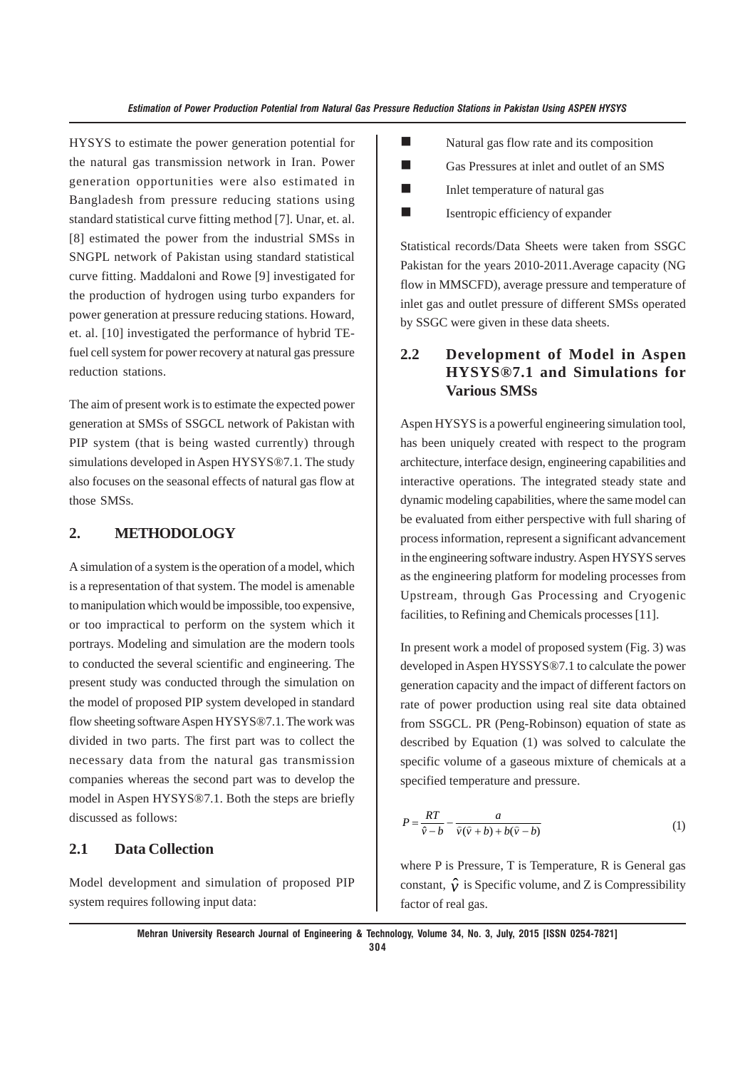HYSYS to estimate the power generation potential for the natural gas transmission network in Iran. Power generation opportunities were also estimated in Bangladesh from pressure reducing stations using standard statistical curve fitting method [7]. Unar, et. al. [8] estimated the power from the industrial SMSs in SNGPL network of Pakistan using standard statistical curve fitting. Maddaloni and Rowe [9] investigated for the production of hydrogen using turbo expanders for power generation at pressure reducing stations. Howard, et. al. [10] investigated the performance of hybrid TE-fuel cell system for power recovery at natural gas pressure reduction stations.

The aim of present work is to estimate the expected power generation at SMSs of SSGCL network of Pakistan with PIP system (that is being wasted currently) through simulations developed in Aspen HYSYS®7.1. The study also focuses on the seasonal effects of natural gas flow at those SMSs.

## 2. METHODOLOGY

A simulation of a system is the operation of a model, which is a representation of that system. The model is amenable to manipulation which would be impossible, too expensive, or too impractical to perform on the system which it portrays. Modeling and simulation are the modern tools to conducted the several scientific and engineering. The present study was conducted through the simulation on the model of proposed PIP system developed in standard flow sheeting software Aspen HYSYS®7.1. The work was divided in two parts. The first part was to collect the necessary data from the natural gas transmission companies whereas the second part was to develop the model in Aspen HYSYS®7.1. Both the steps are briefly discussed as follows:

### 2.1 Data Collection

Model development and simulation of proposed PIP system requires following input data:

- Natural gas flow rate and its composition
- Gas Pressures at inlet and outlet of an SMS
- Inlet temperature of natural gas
- Isentropic efficiency of expander

Statistical records/Data Sheets were taken from SSGC Pakistan for the years 2010-2011.Average capacity (NG flow in MMSCFD), average pressure and temperature of inlet gas and outlet pressure of different SMSs operated by SSGC were given in these data sheets.

### 2.2 Development of Model in Aspen HYSYS®7.1 and Simulations for Various SMSs

Aspen HYSYS is a powerful engineering simulation tool, has been uniquely created with respect to the program architecture, interface design, engineering capabilities and interactive operations. The integrated steady state and dynamic modeling capabilities, where the same model can be evaluated from either perspective with full sharing of process information, represent a significant advancement in the engineering software industry. Aspen HYSYS serves as the engineering platform for modeling processes from Upstream, through Gas Processing and Cryogenic facilities, to Refining and Chemicals processes [11].

In present work a model of proposed system (Fig. 3) was developed in Aspen HYSSYS®7.1 to calculate the power generation capacity and the impact of different factors on rate of power production using real site data obtained from SSGCL. PR (Peng-Robinson) equation of state as described by Equation (1) was solved to calculate the specific volume of a gaseous mixture of chemicals at a specified temperature and pressure.

$$P = \frac{RT}{\hat{v} - b} - \frac{a}{\hat{v}(\hat{v} + b) + b(\hat{v} - b)} \tag{1}$$

where P is Pressure, T is Temperature, R is General gas constant, $\hat{v}$ is Specific volume, and Z is Compressibility factor of real gas.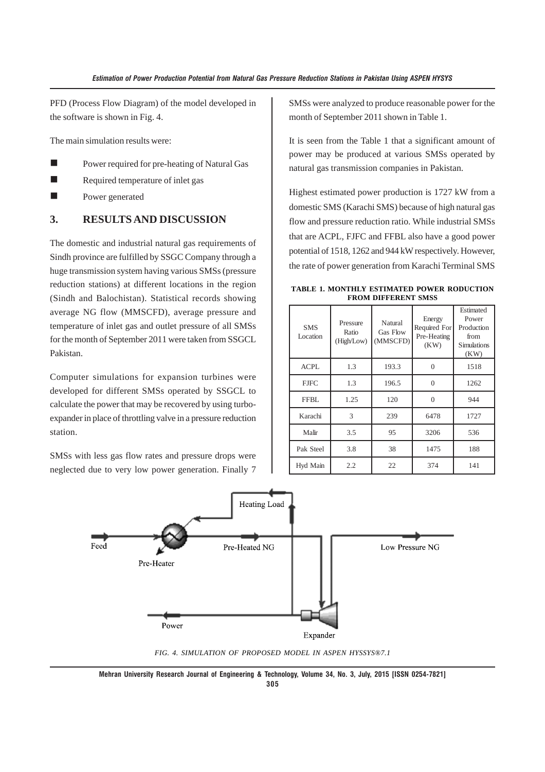PFD (Process Flow Diagram) of the model developed in the software is shown in Fig. 4.

The main simulation results were:

- Power required for pre-heating of Natural Gas
- Required temperature of inlet gas
- Power generated

## 3. RESULTS AND DISCUSSION

The domestic and industrial natural gas requirements of Sindh province are fulfilled by SSGC Company through a huge transmission system having various SMSs (pressure reduction stations) at different locations in the region (Sindh and Balochistan). Statistical records showing average NG flow (MMSCFD), average pressure and temperature of inlet gas and outlet pressure of all SMSs for the month of September 2011 were taken from SSGCL Pakistan.

Computer simulations for expansion turbines were developed for different SMSs operated by SSGCL to calculate the power that may be recovered by using turbo-expander in place of throttling valve in a pressure reduction station.

SMSs with less gas flow rates and pressure drops were neglected due to very low power generation. Finally 7 SMSs were analyzed to produce reasonable power for the month of September 2011 shown in Table 1.

It is seen from the Table 1 that a significant amount of power may be produced at various SMSs operated by natural gas transmission companies in Pakistan.

Highest estimated power production is 1727 kW from a domestic SMS (Karachi SMS) because of high natural gas flow and pressure reduction ratio. While industrial SMSs that are ACPL, FJFC and FFBL also have a good power potential of 1518, 1262 and 944 kW respectively. However, the rate of power generation from Karachi Terminal SMS

TABLE 1. MONTHLY ESTIMATED POWER RODUCTION FROM DIFFERENT SMSS

| SMS Location | Pressure Ratio (High/Low) | Natural Gas Flow (MMSCFD) | Energy Required For Pre-Heating (KW) | Estimated Power Production from Simulations (KW) |
|---|---|---|---|---|
| ACPL | 1.3 | 193.3 | 0 | 1518 |
| FJFC | 1.3 | 196.5 | 0 | 1262 |
| FFBL | 1.25 | 120 | 0 | 944 |
| Karachi | 3 | 239 | 6478 | 1727 |
| Malir | 3.5 | 95 | 3206 | 536 |
| Pak Steel | 3.8 | 38 | 1475 | 188 |
| Hyd Main | 2.2 | 22 | 374 | 141 |

FIG. 4. SIMULATION OF PROPOSED MODEL IN ASPEN HYSSYS®7.1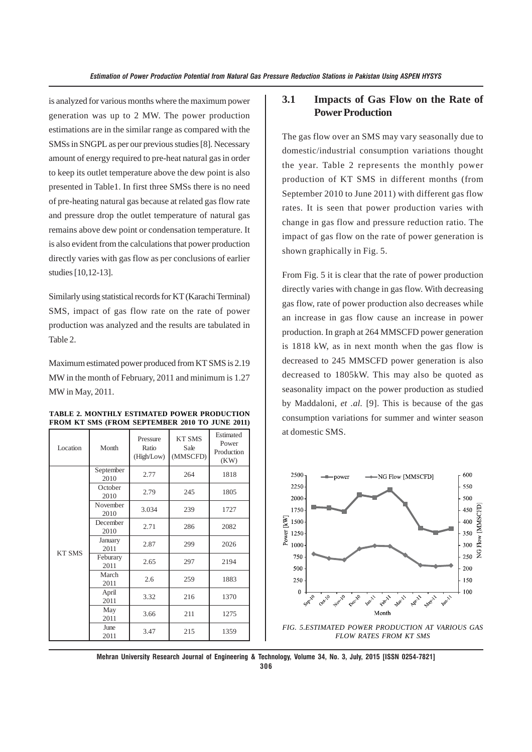is analyzed for various months where the maximum power generation was up to 2 MW. The power production estimations are in the similar range as compared with the SMSs in SNGPL as per our previous studies [8]. Necessary amount of energy required to pre-heat natural gas in order to keep its outlet temperature above the dew point is also presented in Table1. In first three SMSs there is no need of pre-heating natural gas because at related gas flow rate and pressure drop the outlet temperature of natural gas remains above dew point or condensation temperature. It is also evident from the calculations that power production directly varies with gas flow as per conclusions of earlier studies [10,12-13].

Similarly using statistical records for KT (Karachi Terminal) SMS, impact of gas flow rate on the rate of power production was analyzed and the results are tabulated in Table 2.

Maximum estimated power produced from KT SMS is 2.19 MW in the month of February, 2011 and minimum is 1.27 MW in May, 2011.

**TABLE 2. MONTHLY ESTIMATED POWER PRODUCTION FROM KT SMS (FROM SEPTEMBER 2010 TO JUNE 2011)**

| Location | Month | Pressure Ratio (High/Low) | KT SMS Sale (MMSCFD) | Estimated Power Production (KW) |
|---|---|---|---|---|
| KT SMS | September 2010 | 2.77 | 264 | 1818 |
| | October 2010 | 2.79 | 245 | 1805 |
| | November 2010 | 3.034 | 239 | 1727 |
| | December 2010 | 2.71 | 286 | 2082 |
| | January 2011 | 2.87 | 299 | 2026 |
| | Feburary 2011 | 2.65 | 297 | 2194 |
| | March 2011 | 2.6 | 259 | 1883 |
| | April 2011 | 3.32 | 216 | 1370 |
| | May 2011 | 3.66 | 211 | 1275 |
| | June 2011 | 3.47 | 215 | 1359 |

## 3.1 Impacts of Gas Flow on the Rate of Power Production

The gas flow over an SMS may vary seasonally due to domestic/industrial consumption variations thought the year. Table 2 represents the monthly power production of KT SMS in different months (from September 2010 to June 2011) with different gas flow rates. It is seen that power production varies with change in gas flow and pressure reduction ratio. The impact of gas flow on the rate of power generation is shown graphically in Fig. 5.

From Fig. 5 it is clear that the rate of power production directly varies with change in gas flow. With decreasing gas flow, rate of power production also decreases while an increase in gas flow cause an increase in power production. In graph at 264 MMSCFD power generation is 1818 kW, as in next month when the gas flow is decreased to 245 MMSCFD power generation is also decreased to 1805kW. This may also be quoted as seasonality impact on the power production as studied by Maddaloni, *et .al.* [9]. This is because of the gas consumption variations for summer and winter season at domestic SMS.

*FIG. 5.ESTIMATED POWER PRODUCTION AT VARIOUS GAS FLOW RATES FROM KT SMS*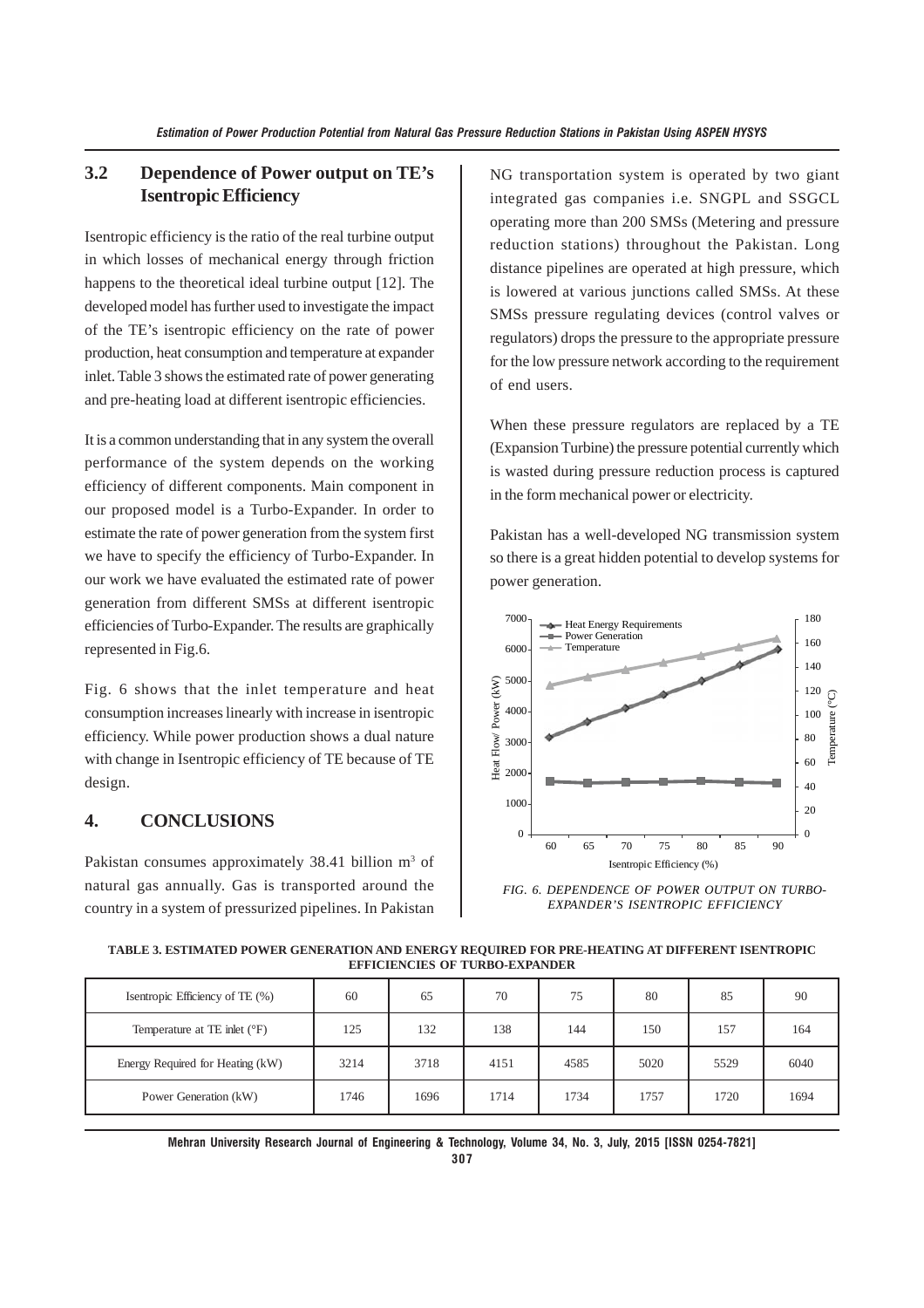## 3.2 Dependence of Power output on TE's Isentropic Efficiency

Isentropic efficiency is the ratio of the real turbine output in which losses of mechanical energy through friction happens to the theoretical ideal turbine output [12]. The developed model has further used to investigate the impact of the TE's isentropic efficiency on the rate of power production, heat consumption and temperature at expander inlet. Table 3 shows the estimated rate of power generating and pre-heating load at different isentropic efficiencies.

It is a common understanding that in any system the overall performance of the system depends on the working efficiency of different components. Main component in our proposed model is a Turbo-Expander. In order to estimate the rate of power generation from the system first we have to specify the efficiency of Turbo-Expander. In our work we have evaluated the estimated rate of power generation from different SMSs at different isentropic efficiencies of Turbo-Expander. The results are graphically represented in Fig.6.

Fig. 6 shows that the inlet temperature and heat consumption increases linearly with increase in isentropic efficiency. While power production shows a dual nature with change in Isentropic efficiency of TE because of TE design.

# 4. CONCLUSIONS

Pakistan consumes approximately 38.41 billion $m^3$ of natural gas annually. Gas is transported around the country in a system of pressurized pipelines. In Pakistan NG transportation system is operated by two giant integrated gas companies i.e. SNGPL and SSGCL operating more than 200 SMSs (Metering and pressure reduction stations) throughout the Pakistan. Long distance pipelines are operated at high pressure, which is lowered at various junctions called SMSs. At these SMSs pressure regulating devices (control valves or regulators) drops the pressure to the appropriate pressure for the low pressure network according to the requirement of end users.

When these pressure regulators are replaced by a TE (Expansion Turbine) the pressure potential currently which is wasted during pressure reduction process is captured in the form mechanical power or electricity.

Pakistan has a well-developed NG transmission system so there is a great hidden potential to develop systems for power generation.

*FIG. 6. DEPENDENCE OF POWER OUTPUT ON TURBO-EXPANDER'S ISENTROPIC EFFICIENCY*

**TABLE 3. ESTIMATED POWER GENERATION AND ENERGY REQUIRED FOR PRE-HEATING AT DIFFERENT ISENTROPIC EFFICIENCIES OF TURBO-EXPANDER**

| Isentropic Efficiency of TE (%) | 60 | 65 | 70 | 75 | 80 | 85 | 90 |
|---|---|---|---|---|---|---|---|
| Temperature at TE inlet (°F) | 125 | 132 | 138 | 144 | 150 | 157 | 164 |
| Energy Required for Heating (kW) | 3214 | 3718 | 4151 | 4585 | 5020 | 5529 | 6040 |
| Power Generation (kW) | 1746 | 1696 | 1714 | 1734 | 1757 | 1720 | 1694 |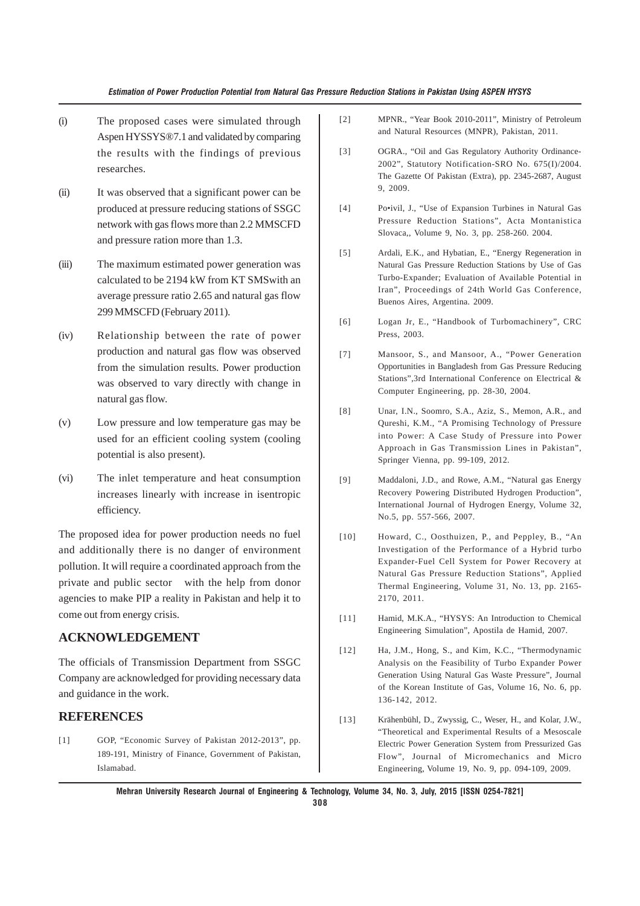(i) The proposed cases were simulated through Aspen HYSSYS®7.1 and validated by comparing the results with the findings of previous researches.

(ii) It was observed that a significant power can be produced at pressure reducing stations of SSGC network with gas flows more than 2.2 MMSCFD and pressure ration more than 1.3.

(iii) The maximum estimated power generation was calculated to be 2194 kW from KT SMSwith an average pressure ratio 2.65 and natural gas flow 299 MMSCFD (February 2011).

(iv) Relationship between the rate of power production and natural gas flow was observed from the simulation results. Power production was observed to vary directly with change in natural gas flow.

(v) Low pressure and low temperature gas may be used for an efficient cooling system (cooling potential is also present).

(vi) The inlet temperature and heat consumption increases linearly with increase in isentropic efficiency.

The proposed idea for power production needs no fuel and additionally there is no danger of environment pollution. It will require a coordinated approach from the private and public sector with the help from donor agencies to make PIP a reality in Pakistan and help it to come out from energy crisis.

## ACKNOWLEDGEMENT

The officials of Transmission Department from SSGC Company are acknowledged for providing necessary data and guidance in the work.

## REFERENCES

[1] GOP, "Economic Survey of Pakistan 2012-2013", pp. 189-191, Ministry of Finance, Government of Pakistan, Islamabad.

[2] MPNR., "Year Book 2010-2011", Ministry of Petroleum and Natural Resources (MNPR), Pakistan, 2011.

[3] OGRA., "Oil and Gas Regulatory Authority Ordinance-2002", Statutory Notification-SRO No. 675(I)/2004. The Gazette Of Pakistan (Extra), pp. 2345-2687, August 9, 2009.

[4] Po•ivil, J., "Use of Expansion Turbines in Natural Gas Pressure Reduction Stations", Acta Montanistica Slovaca,, Volume 9, No. 3, pp. 258-260. 2004.

[5] Ardali, E.K., and Hybatian, E., "Energy Regeneration in Natural Gas Pressure Reduction Stations by Use of Gas Turbo-Expander; Evaluation of Available Potential in Iran", Proceedings of 24th World Gas Conference, Buenos Aires, Argentina. 2009.

[6] Logan Jr, E., "Handbook of Turbomachinery", CRC Press, 2003.

[7] Mansoor, S., and Mansoor, A., "Power Generation Opportunities in Bangladesh from Gas Pressure Reducing Stations",3rd International Conference on Electrical & Computer Engineering, pp. 28-30, 2004.

[8] Unar, I.N., Soomro, S.A., Aziz, S., Memon, A.R., and Qureshi, K.M., "A Promising Technology of Pressure into Power: A Case Study of Pressure into Power Approach in Gas Transmission Lines in Pakistan", Springer Vienna, pp. 99-109, 2012.

[9] Maddaloni, J.D., and Rowe, A.M., "Natural gas Energy Recovery Powering Distributed Hydrogen Production", International Journal of Hydrogen Energy, Volume 32, No.5, pp. 557-566, 2007.

[10] Howard, C., Oosthuizen, P., and Peppley, B., "An Investigation of the Performance of a Hybrid turbo Expander-Fuel Cell System for Power Recovery at Natural Gas Pressure Reduction Stations", Applied Thermal Engineering, Volume 31, No. 13, pp. 2165-2170, 2011.

[11] Hamid, M.K.A., "HYSYS: An Introduction to Chemical Engineering Simulation", Apostila de Hamid, 2007.

[12] Ha, J.M., Hong, S., and Kim, K.C., "Thermodynamic Analysis on the Feasibility of Turbo Expander Power Generation Using Natural Gas Waste Pressure", Journal of the Korean Institute of Gas, Volume 16, No. 6, pp. 136-142, 2012.

[13] Krähenbühl, D., Zwyssig, C., Weser, H., and Kolar, J.W., "Theoretical and Experimental Results of a Mesoscale Electric Power Generation System from Pressurized Gas Flow", Journal of Micromechanics and Micro Engineering, Volume 19, No. 9, pp. 094-109, 2009.